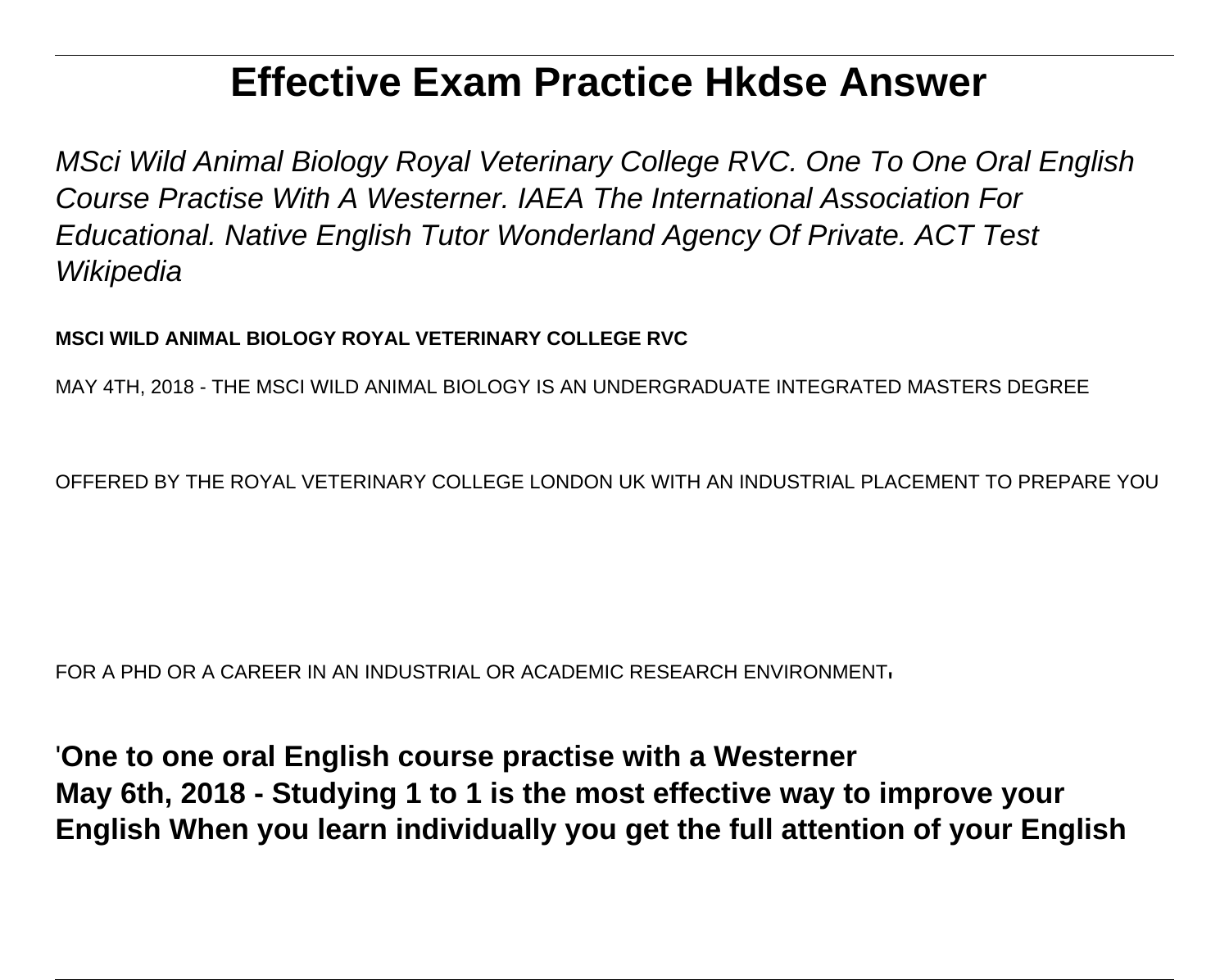# Effective Exam Practice Hkdse Answer

*MSci Wild Animal Biology Royal Veterinary College RVC. One To One Oral English Course Practise With A Westerner. IAEA The International Association For Educational. Native English Tutor Wonderland Agency Of Private. ACT Test Wikipedia*

**MSCI WILD ANIMAL BIOLOGY ROYAL VETERINARY COLLEGE RVC**

MAY 4TH, 2018 - THE MSCI WILD ANIMAL BIOLOGY IS AN UNDERGRADUATE INTEGRATED MASTERS DEGREE OFFERED BY THE ROYAL VETERINARY COLLEGE LONDON UK WITH AN INDUSTRIAL PLACEMENT TO PREPARE YOU FOR A PHD OR A CAREER IN AN INDUSTRIAL OR ACADEMIC RESEARCH ENVIRONMENT'

'**One to one oral English course practise with a Westerner**
**May 6th, 2018 - Studying 1 to 1 is the most effective way to improve your English When you learn individually you get the full attention of your English**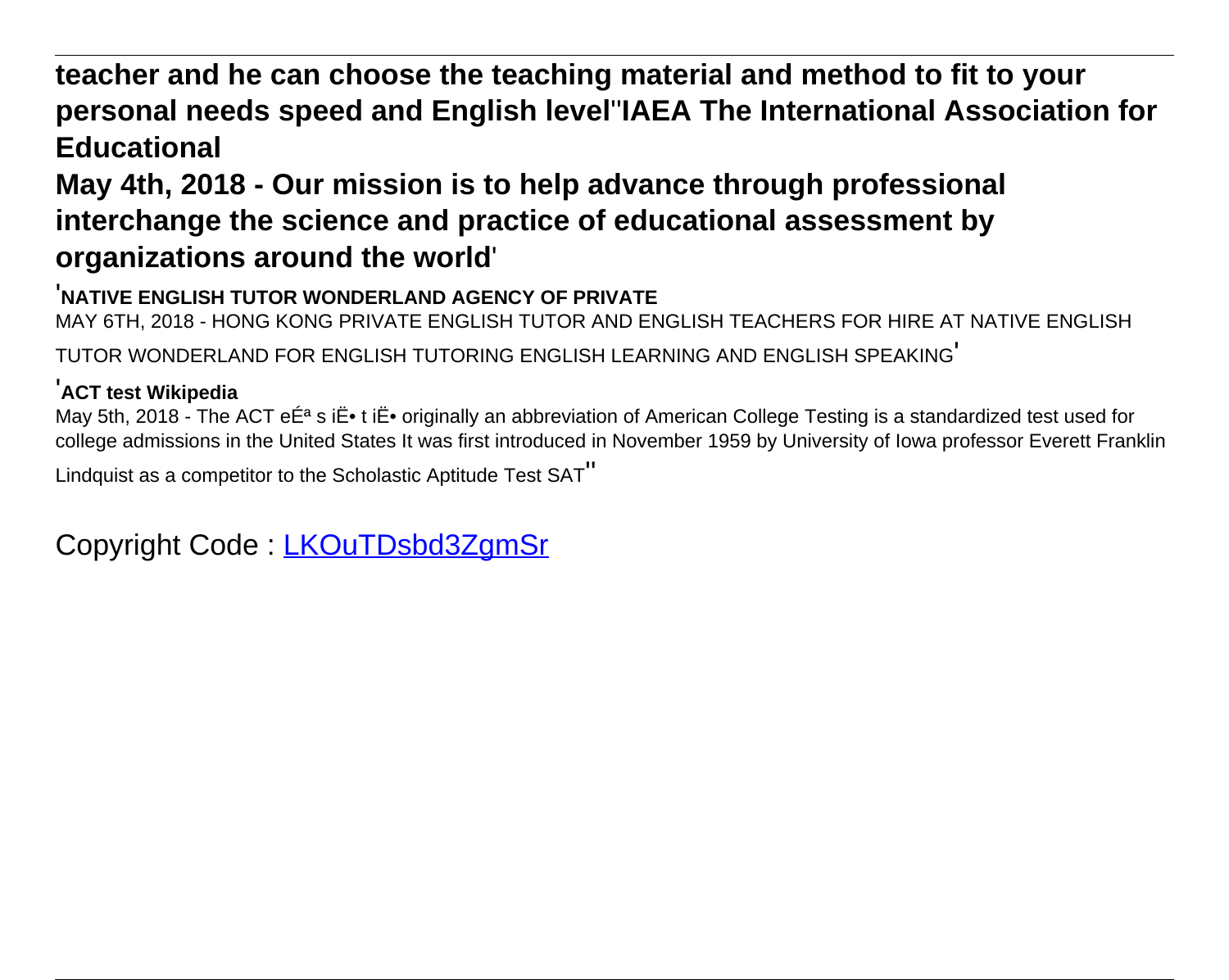**teacher and he can choose the teaching material and method to fit to your personal needs speed and English level''IAEA The International Association for Educational**

**May 4th, 2018 - Our mission is to help advance through professional interchange the science and practice of educational assessment by organizations around the world'**

**'NATIVE ENGLISH TUTOR WONDERLAND AGENCY OF PRIVATE**

MAY 6TH, 2018 - HONG KONG PRIVATE ENGLISH TUTOR AND ENGLISH TEACHERS FOR HIRE AT NATIVE ENGLISH TUTOR WONDERLAND FOR ENGLISH TUTORING ENGLISH LEARNING AND ENGLISH SPEAKING'

**'ACT test Wikipedia**

May 5th, 2018 - The ACT eÉª s iË• t iË• originally an abbreviation of American College Testing is a standardized test used for college admissions in the United States It was first introduced in November 1959 by University of Iowa professor Everett Franklin Lindquist as a competitor to the Scholastic Aptitude Test SAT''

Copyright Code : LKOuTDsbd3ZgmSr